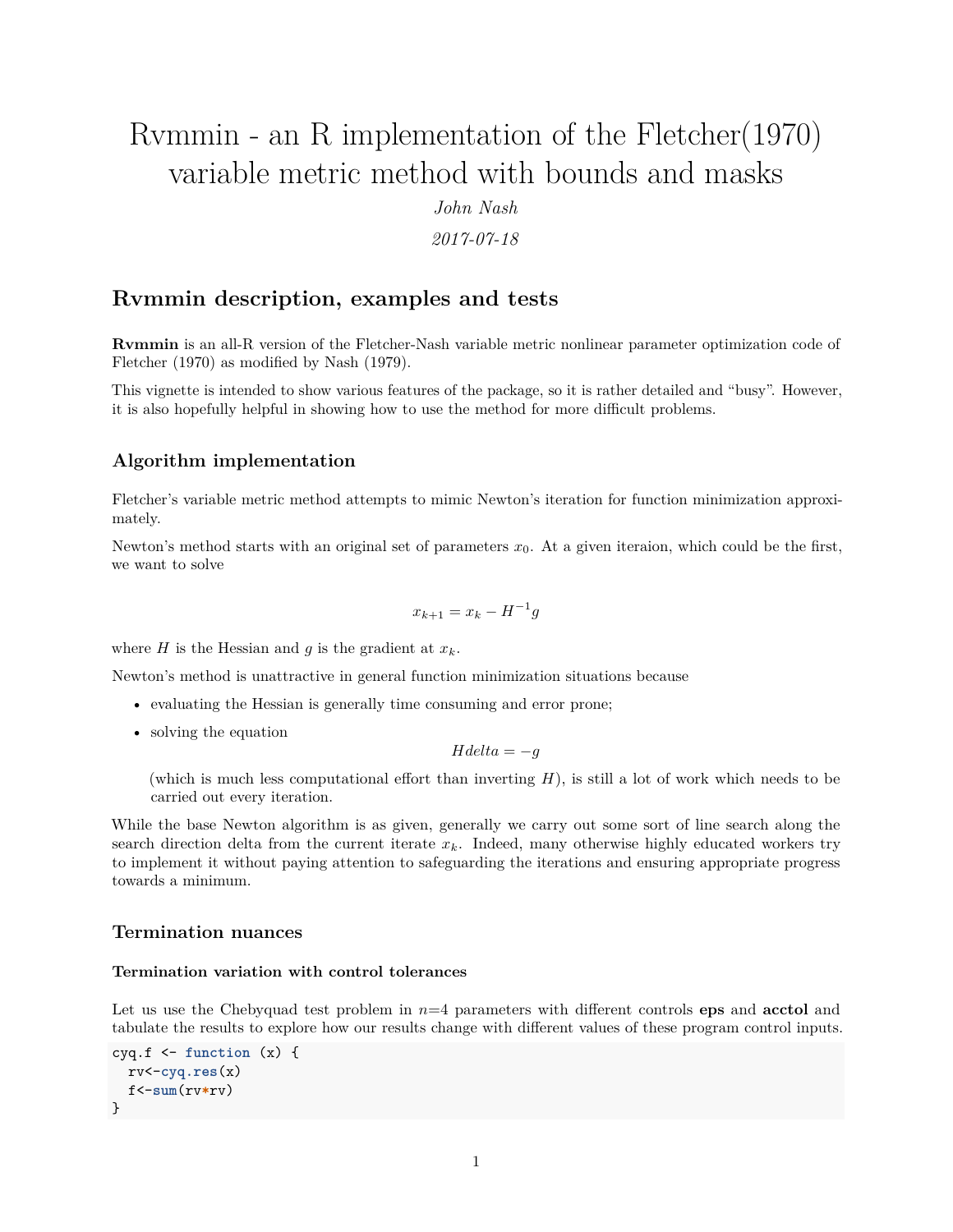# Rvmmin - an R implementation of the Fletcher(1970) variable metric method with bounds and masks

*John Nash*

*2017-07-18*

## Rvmmin description, examples and tests

**Rvmmin** is an all-R version of the Fletcher-Nash variable metric nonlinear parameter optimization code of Fletcher (1970) as modified by Nash (1979).

This vignette is intended to show various features of the package, so it is rather detailed and "busy". However, it is also hopefully helpful in showing how to use the method for more difficult problems.

### Algorithm implementation

Fletcher's variable metric method attempts to mimic Newton's iteration for function minimization approximately.

Newton's method starts with an original set of parameters $x_0$. At a given iteraion, which could be the first, we want to solve

$$x_{k+1} = x_k - H^{-1} g$$

where $H$ is the Hessian and $g$ is the gradient at $x_k$.

Newton's method is unattractive in general function minimization situations because

- evaluating the Hessian is generally time consuming and error prone;
- solving the equation

  $$H delta = -g$$

  (which is much less computational effort than inverting $H$), is still a lot of work which needs to be carried out every iteration.

While the base Newton algorithm is as given, generally we carry out some sort of line search along the search direction delta from the current iterate $x_k$. Indeed, many otherwise highly educated workers try to implement it without paying attention to safeguarding the iterations and ensuring appropriate progress towards a minimum.

### Termination nuances

#### Termination variation with control tolerances

Let us use the Chebyquad test problem in $n$=4 parameters with different controls **eps** and **acctol** and tabulate the results to explore how our results change with different values of these program control inputs.

```
cyq.f <- function (x) {
  rv<-cyq.res(x)
  f<-sum(rv*rv)
}
```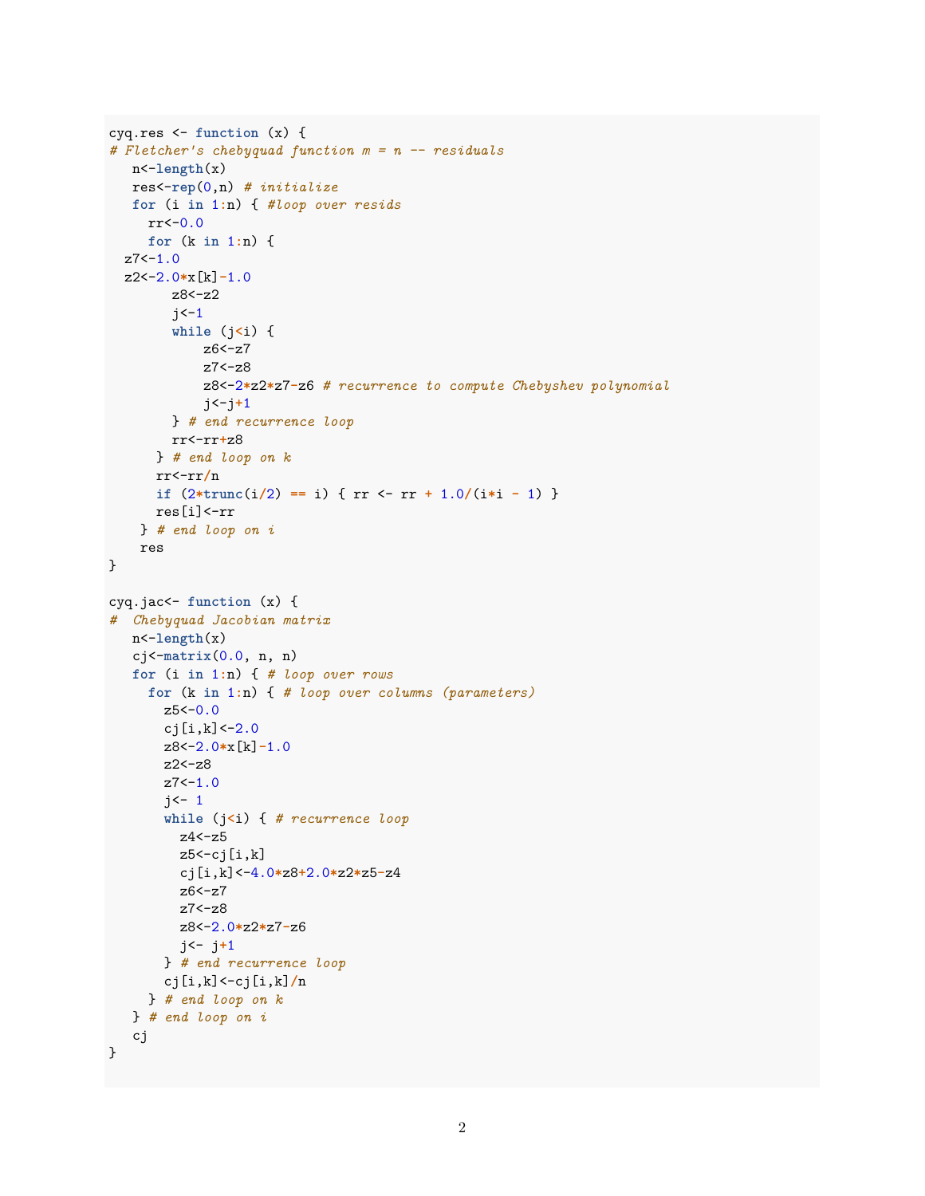```
cyq.res <- function (x) {
# Fletcher's chebyquad function m = n -- residuals
   n<-length(x)
   res<-rep(0,n) # initialize
   for (i in 1:n) { #loop over resids
     rr<-0.0
     for (k in 1:n) {
  z7<-1.0
  z2<-2.0*x[k]-1.0
        z8<-z2
        j<-1
        while (j<i) {
            z6<-z7
            z7<-z8
            z8<-2*z2*z7-z6 # recurrence to compute Chebyshev polynomial
            j<-j+1
        } # end recurrence loop
        rr<-rr+z8
      } # end loop on k
      rr<-rr/n
      if (2*trunc(i/2) == i) { rr <- rr + 1.0/(i*i - 1) }
      res[i]<-rr
    } # end loop on i
    res
}

cyq.jac<- function (x) {
#  Chebyquad Jacobian matrix
   n<-length(x)
   cj<-matrix(0.0, n, n)
   for (i in 1:n) { # loop over rows
     for (k in 1:n) { # loop over columns (parameters)
       z5<-0.0
       cj[i,k]<-2.0
       z8<-2.0*x[k]-1.0
       z2<-z8
       z7<-1.0
       j<- 1
       while (j<i) { # recurrence loop
         z4<-z5
         z5<-cj[i,k]
         cj[i,k]<-4.0*z8+2.0*z2*z5-z4
         z6<-z7
         z7<-z8
         z8<-2.0*z2*z7-z6
         j<- j+1
       } # end recurrence loop
       cj[i,k]<-cj[i,k]/n
     } # end loop on k
   } # end loop on i
   cj
}
```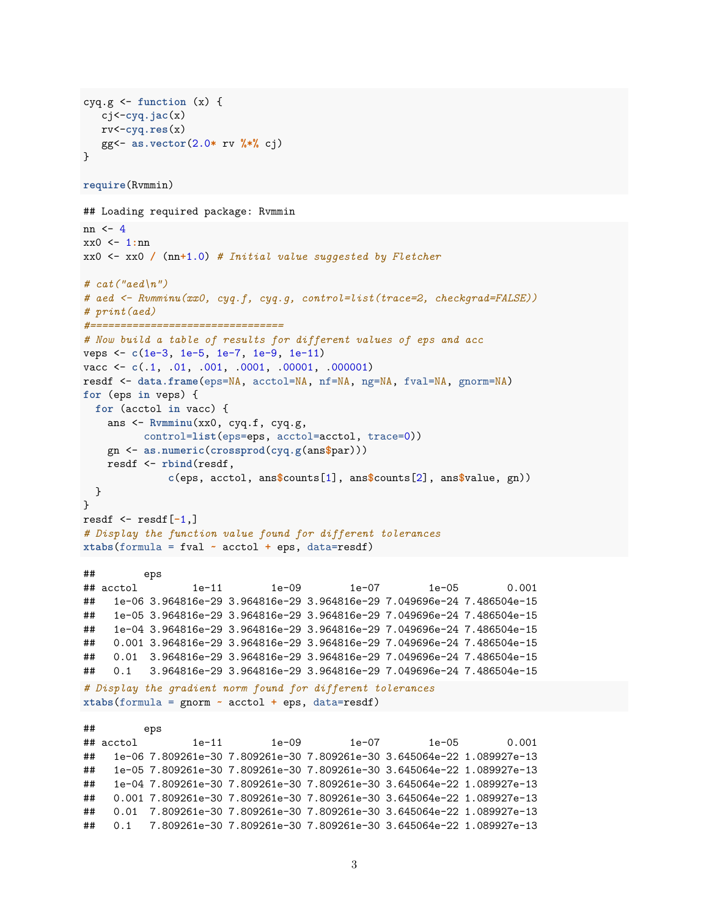```r
cyq.g <- function (x) {
   cj<-cyq.jac(x)
   rv<-cyq.res(x)
   gg<- as.vector(2.0* rv %*% cj)
}

require(Rvmmin)
```

```
## Loading required package: Rvmmin
```

```r
nn <- 4
xx0 <- 1:nn
xx0 <- xx0 / (nn+1.0) # Initial value suggested by Fletcher

# cat("aed\n")
# aed <- Rvmminu(xx0, cyq.f, cyq.g, control=list(trace=2, checkgrad=FALSE))
# print(aed)
#================================
# Now build a table of results for different values of eps and acc
veps <- c(1e-3, 1e-5, 1e-7, 1e-9, 1e-11)
vacc <- c(.1, .01, .001, .0001, .00001, .000001)
resdf <- data.frame(eps=NA, acctol=NA, nf=NA, ng=NA, fval=NA, gnorm=NA)
for (eps in veps) {
  for (acctol in vacc) {
    ans <- Rvmminu(xx0, cyq.f, cyq.g,
         control=list(eps=eps, acctol=acctol, trace=0))
    gn <- as.numeric(crossprod(cyq.g(ans$par)))
    resdf <- rbind(resdf,
             c(eps, acctol, ans$counts[1], ans$counts[2], ans$value, gn))
  }
}
resdf <- resdf[-1,]
# Display the function value found for different tolerances
xtabs(formula = fval ~ acctol + eps, data=resdf)
```

```
##        eps
## acctol         1e-11        1e-09        1e-07        1e-05        0.001
##   1e-06 3.964816e-29 3.964816e-29 3.964816e-29 7.049696e-24 7.486504e-15
##   1e-05 3.964816e-29 3.964816e-29 3.964816e-29 7.049696e-24 7.486504e-15
##   1e-04 3.964816e-29 3.964816e-29 3.964816e-29 7.049696e-24 7.486504e-15
##   0.001 3.964816e-29 3.964816e-29 3.964816e-29 7.049696e-24 7.486504e-15
##   0.01  3.964816e-29 3.964816e-29 3.964816e-29 7.049696e-24 7.486504e-15
##   0.1   3.964816e-29 3.964816e-29 3.964816e-29 7.049696e-24 7.486504e-15
```

```r
# Display the gradient norm found for different tolerances
xtabs(formula = gnorm ~ acctol + eps, data=resdf)
```

```
##        eps
## acctol         1e-11        1e-09        1e-07        1e-05        0.001
##   1e-06 7.809261e-30 7.809261e-30 7.809261e-30 3.645064e-22 1.089927e-13
##   1e-05 7.809261e-30 7.809261e-30 7.809261e-30 3.645064e-22 1.089927e-13
##   1e-04 7.809261e-30 7.809261e-30 7.809261e-30 3.645064e-22 1.089927e-13
##   0.001 7.809261e-30 7.809261e-30 7.809261e-30 3.645064e-22 1.089927e-13
##   0.01  7.809261e-30 7.809261e-30 7.809261e-30 3.645064e-22 1.089927e-13
##   0.1   7.809261e-30 7.809261e-30 7.809261e-30 3.645064e-22 1.089927e-13
```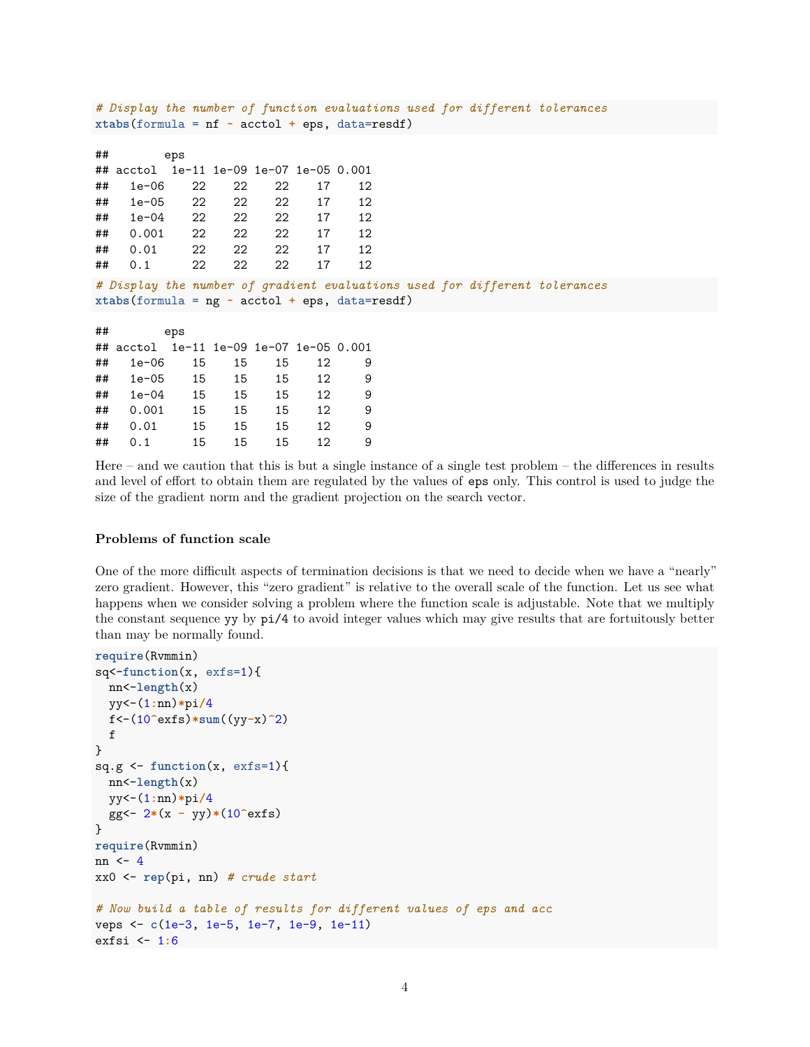```
# Display the number of function evaluations used for different tolerances
xtabs(formula = nf ~ acctol + eps, data=resdf)
```

```
##        eps
## acctol  1e-11 1e-09 1e-07 1e-05 0.001
##   1e-06    22    22    22    17    12
##   1e-05    22    22    22    17    12
##   1e-04    22    22    22    17    12
##   0.001    22    22    22    17    12
##   0.01     22    22    22    17    12
##   0.1      22    22    22    17    12
```

```
# Display the number of gradient evaluations used for different tolerances
xtabs(formula = ng ~ acctol + eps, data=resdf)
```

```
##        eps
## acctol  1e-11 1e-09 1e-07 1e-05 0.001
##   1e-06    15    15    15    12     9
##   1e-05    15    15    15    12     9
##   1e-04    15    15    15    12     9
##   0.001    15    15    15    12     9
##   0.01     15    15    15    12     9
##   0.1      15    15    15    12     9
```

Here – and we caution that this is but a single instance of a single test problem – the differences in results and level of effort to obtain them are regulated by the values of `eps` only. This control is used to judge the size of the gradient norm and the gradient projection on the search vector.

### Problems of function scale

One of the more difficult aspects of termination decisions is that we need to decide when we have a "nearly" zero gradient. However, this "zero gradient" is relative to the overall scale of the function. Let us see what happens when we consider solving a problem where the function scale is adjustable. Note that we multiply the constant sequence `yy` by `pi/4` to avoid integer values which may give results that are fortuitously better than may be normally found.

```
require(Rvmmin)
sq<-function(x, exfs=1){
  nn<-length(x)
  yy<-(1:nn)*pi/4
  f<-(10^exfs)*sum((yy-x)^2)
  f
}
sq.g <- function(x, exfs=1){
  nn<-length(x)
  yy<-(1:nn)*pi/4
  gg<- 2*(x - yy)*(10^exfs)
}
require(Rvmmin)
nn <- 4
xx0 <- rep(pi, nn) # crude start

# Now build a table of results for different values of eps and acc
veps <- c(1e-3, 1e-5, 1e-7, 1e-9, 1e-11)
exfsi <- 1:6
```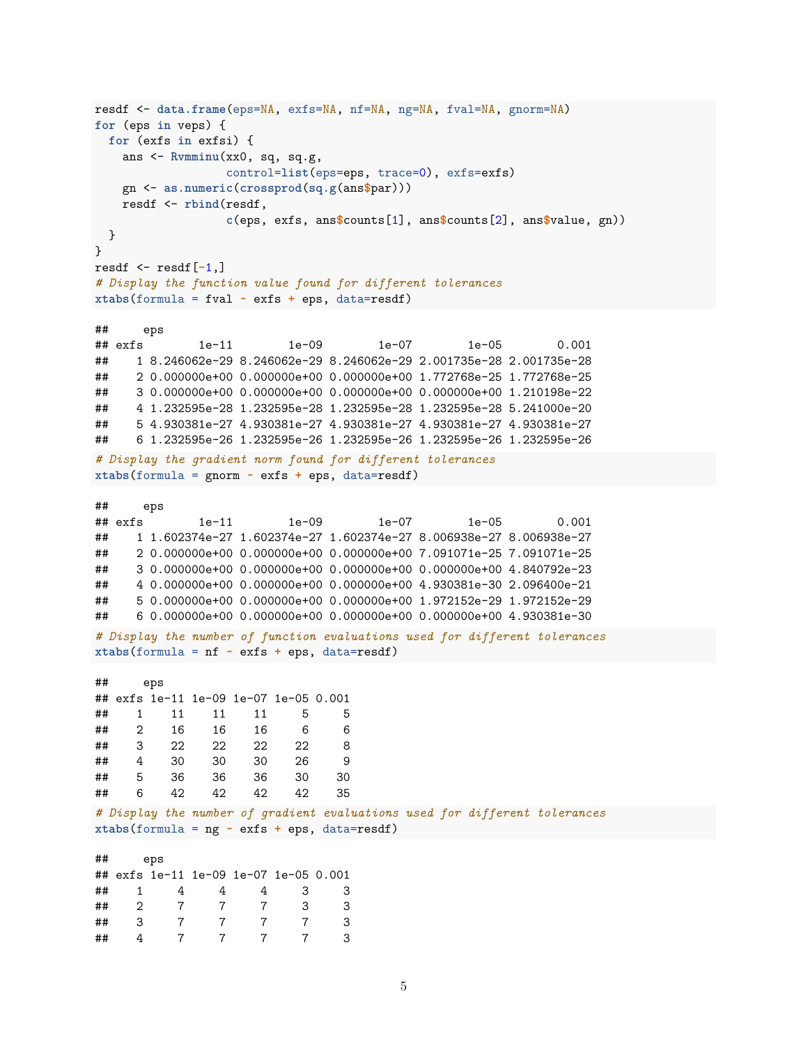```r
resdf <- data.frame(eps=NA, exfs=NA, nf=NA, ng=NA, fval=NA, gnorm=NA)
for (eps in veps) {
  for (exfs in exfsi) {
    ans <- Rvmminu(xx0, sq, sq.g,
                  control=list(eps=eps, trace=0), exfs=exfs)
    gn <- as.numeric(crossprod(sq.g(ans$par)))
    resdf <- rbind(resdf,
                  c(eps, exfs, ans$counts[1], ans$counts[2], ans$value, gn))
  }
}
resdf <- resdf[-1,]
# Display the function value found for different tolerances
xtabs(formula = fval ~ exfs + eps, data=resdf)
```

```
##     eps
## exfs        1e-11        1e-09        1e-07        1e-05        0.001
##    1 8.246062e-29 8.246062e-29 8.246062e-29 2.001735e-28 2.001735e-28
##    2 0.000000e+00 0.000000e+00 0.000000e+00 1.772768e-25 1.772768e-25
##    3 0.000000e+00 0.000000e+00 0.000000e+00 0.000000e+00 1.210198e-22
##    4 1.232595e-28 1.232595e-28 1.232595e-28 1.232595e-28 5.241000e-20
##    5 4.930381e-27 4.930381e-27 4.930381e-27 4.930381e-27 4.930381e-27
##    6 1.232595e-26 1.232595e-26 1.232595e-26 1.232595e-26 1.232595e-26
```

```r
# Display the gradient norm found for different tolerances
xtabs(formula = gnorm ~ exfs + eps, data=resdf)
```

```
##     eps
## exfs        1e-11        1e-09        1e-07        1e-05        0.001
##    1 1.602374e-27 1.602374e-27 1.602374e-27 8.006938e-27 8.006938e-27
##    2 0.000000e+00 0.000000e+00 0.000000e+00 7.091071e-25 7.091071e-25
##    3 0.000000e+00 0.000000e+00 0.000000e+00 0.000000e+00 4.840792e-23
##    4 0.000000e+00 0.000000e+00 0.000000e+00 4.930381e-30 2.096400e-21
##    5 0.000000e+00 0.000000e+00 0.000000e+00 1.972152e-29 1.972152e-29
##    6 0.000000e+00 0.000000e+00 0.000000e+00 0.000000e+00 4.930381e-30
```

```r
# Display the number of function evaluations used for different tolerances
xtabs(formula = nf ~ exfs + eps, data=resdf)
```

```
##     eps
## exfs 1e-11 1e-09 1e-07 1e-05 0.001
##    1    11    11    11     5     5
##    2    16    16    16     6     6
##    3    22    22    22    22     8
##    4    30    30    30    26     9
##    5    36    36    36    30    30
##    6    42    42    42    42    35
```

```r
# Display the number of gradient evaluations used for different tolerances
xtabs(formula = ng ~ exfs + eps, data=resdf)
```

```
##     eps
## exfs 1e-11 1e-09 1e-07 1e-05 0.001
##    1     4     4     4     3     3
##    2     7     7     7     3     3
##    3     7     7     7     7     3
##    4     7     7     7     7     3
```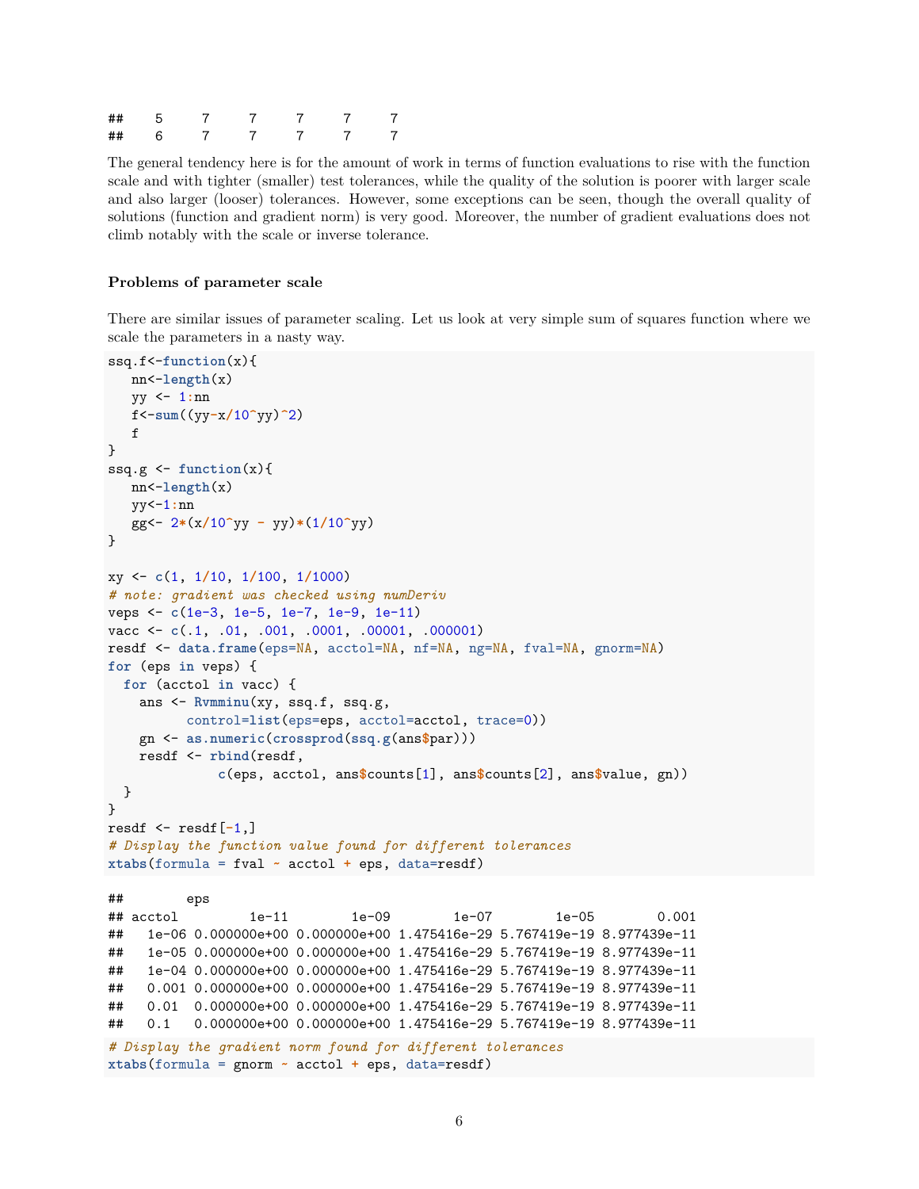```
##     5      7      7      7      7      7
##     6      7      7      7      7      7
```

The general tendency here is for the amount of work in terms of function evaluations to rise with the function scale and with tighter (smaller) test tolerances, while the quality of the solution is poorer with larger scale and also larger (looser) tolerances. However, some exceptions can be seen, though the overall quality of solutions (function and gradient norm) is very good. Moreover, the number of gradient evaluations does not climb notably with the scale or inverse tolerance.

### Problems of parameter scale

There are similar issues of parameter scaling. Let us look at very simple sum of squares function where we scale the parameters in a nasty way.

```
ssq.f<-function(x){
   nn<-length(x)
   yy <- 1:nn
   f<-sum((yy-x/10^yy)^2)
   f
}
ssq.g <- function(x){
   nn<-length(x)
   yy<-1:nn
   gg<- 2*(x/10^yy - yy)*(1/10^yy)
}

xy <- c(1, 1/10, 1/100, 1/1000)
# note: gradient was checked using numDeriv
veps <- c(1e-3, 1e-5, 1e-7, 1e-9, 1e-11)
vacc <- c(.1, .01, .001, .0001, .00001, .000001)
resdf <- data.frame(eps=NA, acctol=NA, nf=NA, ng=NA, fval=NA, gnorm=NA)
for (eps in veps) {
  for (acctol in vacc) {
    ans <- Rvmminu(xy, ssq.f, ssq.g,
          control=list(eps=eps, acctol=acctol, trace=0))
    gn <- as.numeric(crossprod(ssq.g(ans$par)))
    resdf <- rbind(resdf,
              c(eps, acctol, ans$counts[1], ans$counts[2], ans$value, gn))
  }
}
resdf <- resdf[-1,]
# Display the function value found for different tolerances
xtabs(formula = fval ~ acctol + eps, data=resdf)
```

```
##        eps
## acctol         1e-11        1e-09        1e-07        1e-05        0.001
##   1e-06 0.000000e+00 0.000000e+00 1.475416e-29 5.767419e-19 8.977439e-11
##   1e-05 0.000000e+00 0.000000e+00 1.475416e-29 5.767419e-19 8.977439e-11
##   1e-04 0.000000e+00 0.000000e+00 1.475416e-29 5.767419e-19 8.977439e-11
##   0.001 0.000000e+00 0.000000e+00 1.475416e-29 5.767419e-19 8.977439e-11
##   0.01  0.000000e+00 0.000000e+00 1.475416e-29 5.767419e-19 8.977439e-11
##   0.1   0.000000e+00 0.000000e+00 1.475416e-29 5.767419e-19 8.977439e-11
```

```
# Display the gradient norm found for different tolerances
xtabs(formula = gnorm ~ acctol + eps, data=resdf)
```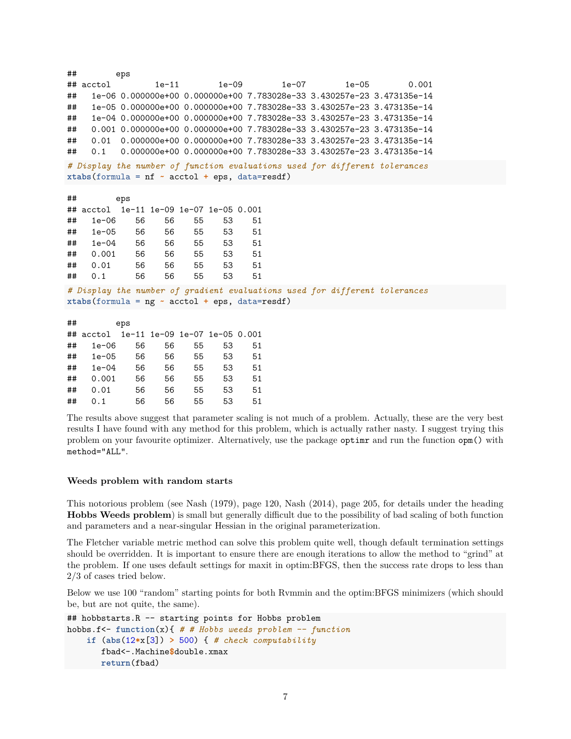```
##        eps
## acctol         1e-11        1e-09        1e-07        1e-05        0.001
##   1e-06 0.000000e+00 0.000000e+00 7.783028e-33 3.430257e-23 3.473135e-14
##   1e-05 0.000000e+00 0.000000e+00 7.783028e-33 3.430257e-23 3.473135e-14
##   1e-04 0.000000e+00 0.000000e+00 7.783028e-33 3.430257e-23 3.473135e-14
##   0.001 0.000000e+00 0.000000e+00 7.783028e-33 3.430257e-23 3.473135e-14
##   0.01  0.000000e+00 0.000000e+00 7.783028e-33 3.430257e-23 3.473135e-14
##   0.1   0.000000e+00 0.000000e+00 7.783028e-33 3.430257e-23 3.473135e-14
```

```
# Display the number of function evaluations used for different tolerances
xtabs(formula = nf ~ acctol + eps, data=resdf)
```

```
##        eps
## acctol  1e-11 1e-09 1e-07 1e-05 0.001
##   1e-06    56    56    55    53    51
##   1e-05    56    56    55    53    51
##   1e-04    56    56    55    53    51
##   0.001    56    56    55    53    51
##   0.01     56    56    55    53    51
##   0.1      56    56    55    53    51
```

```
# Display the number of gradient evaluations used for different tolerances
xtabs(formula = ng ~ acctol + eps, data=resdf)
```

```
##        eps
## acctol  1e-11 1e-09 1e-07 1e-05 0.001
##   1e-06    56    56    55    53    51
##   1e-05    56    56    55    53    51
##   1e-04    56    56    55    53    51
##   0.001    56    56    55    53    51
##   0.01     56    56    55    53    51
##   0.1      56    56    55    53    51
```

The results above suggest that parameter scaling is not much of a problem. Actually, these are the very best results I have found with any method for this problem, which is actually rather nasty. I suggest trying this problem on your favourite optimizer. Alternatively, use the package `optimr` and run the function `opm()` with `method="ALL"`.

### Weeds problem with random starts

This notorious problem (see Nash (1979), page 120, Nash (2014), page 205, for details under the heading **Hobbs Weeds problem**) is small but generally difficult due to the possibility of bad scaling of both function and parameters and a near-singular Hessian in the original parameterization.

The Fletcher variable metric method can solve this problem quite well, though default termination settings should be overridden. It is important to ensure there are enough iterations to allow the method to "grind" at the problem. If one uses default settings for maxit in optim:BFGS, then the success rate drops to less than 2/3 of cases tried below.

Below we use 100 "random" starting points for both Rvmmin and the optim:BFGS minimizers (which should be, but are not quite, the same).

```
## hobbstarts.R -- starting points for Hobbs problem
hobbs.f<- function(x){ # # Hobbs weeds problem -- function
    if (abs(12*x[3]) > 500) { # check computability
       fbad<-.Machine$double.xmax
       return(fbad)
```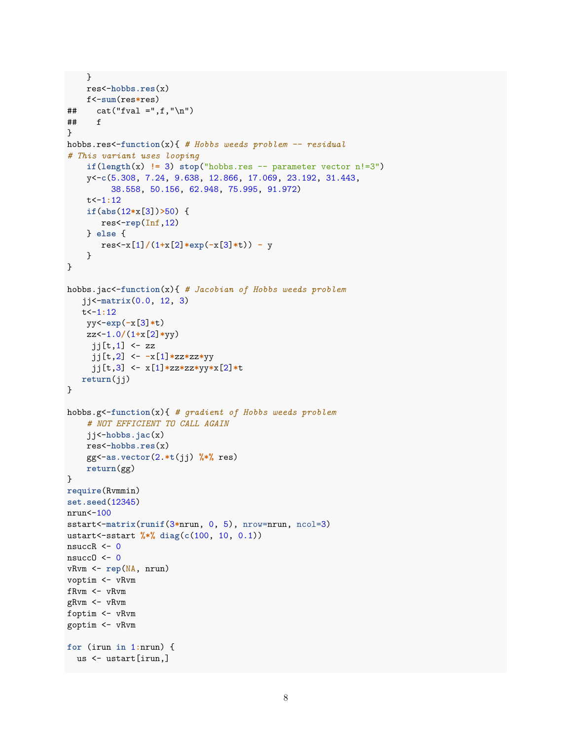```
    }
    res<-hobbs.res(x)
    f<-sum(res*res)
##    cat("fval =",f,"\n")
##    f
}
hobbs.res<-function(x){ # Hobbs weeds problem -- residual
# This variant uses looping
    if(length(x) != 3) stop("hobbs.res -- parameter vector n!=3")
    y<-c(5.308, 7.24, 9.638, 12.866, 17.069, 23.192, 31.443,
         38.558, 50.156, 62.948, 75.995, 91.972)
    t<-1:12
    if(abs(12*x[3])>50) {
       res<-rep(Inf,12)
    } else {
       res<-x[1]/(1+x[2]*exp(-x[3]*t)) - y
    }
}

hobbs.jac<-function(x){ # Jacobian of Hobbs weeds problem
   jj<-matrix(0.0, 12, 3)
   t<-1:12
    yy<-exp(-x[3]*t)
    zz<-1.0/(1+x[2]*yy)
     jj[t,1] <- zz
     jj[t,2] <- -x[1]*zz*zz*yy
     jj[t,3] <- x[1]*zz*zz*yy*x[2]*t
   return(jj)
}

hobbs.g<-function(x){ # gradient of Hobbs weeds problem
    # NOT EFFICIENT TO CALL AGAIN
    jj<-hobbs.jac(x)
    res<-hobbs.res(x)
    gg<-as.vector(2.*t(jj) %*% res)
    return(gg)
}
require(Rvmmin)
set.seed(12345)
nrun<-100
sstart<-matrix(runif(3*nrun, 0, 5), nrow=nrun, ncol=3)
ustart<-sstart %*% diag(c(100, 10, 0.1))
nsuccR <- 0
nsuccO <- 0
vRvm <- rep(NA, nrun)
voptim <- vRvm
fRvm <- vRvm
gRvm <- vRvm
foptim <- vRvm
goptim <- vRvm

for (irun in 1:nrun) {
  us <- ustart[irun,]
```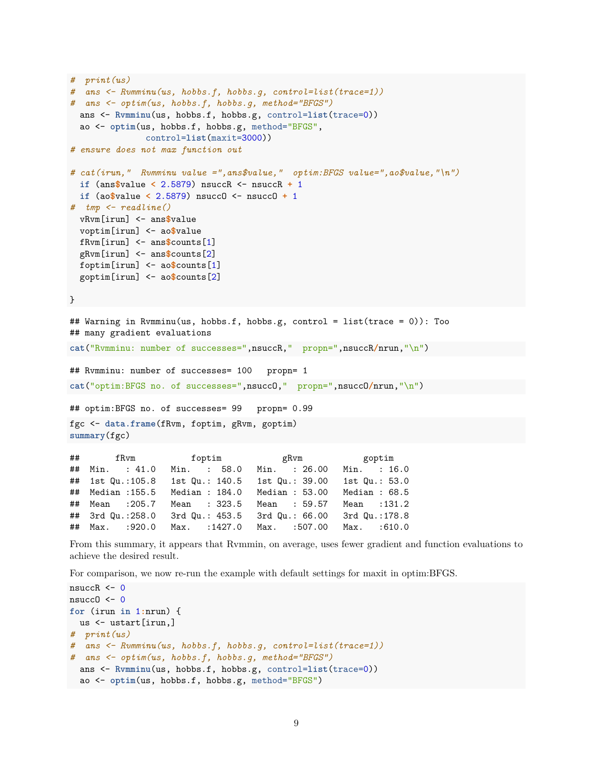```r
#  print(us)
#  ans <- Rvmminu(us, hobbs.f, hobbs.g, control=list(trace=1))
#  ans <- optim(us, hobbs.f, hobbs.g, method="BFGS")
  ans <- Rvmminu(us, hobbs.f, hobbs.g, control=list(trace=0))
  ao <- optim(us, hobbs.f, hobbs.g, method="BFGS",
              control=list(maxit=3000))
# ensure does not max function out

# cat(irun,"  Rvmminu value =",ans$value,"  optim:BFGS value=",ao$value,"\n")
  if (ans$value < 2.5879) nsuccR <- nsuccR + 1
  if (ao$value < 2.5879) nsuccO <- nsuccO + 1
#  tmp <- readline()
  vRvm[irun] <- ans$value
  voptim[irun] <- ao$value
  fRvm[irun] <- ans$counts[1]
  gRvm[irun] <- ans$counts[2]
  foptim[irun] <- ao$counts[1]
  goptim[irun] <- ao$counts[2]

}
```

```
## Warning in Rvmminu(us, hobbs.f, hobbs.g, control = list(trace = 0)): Too
## many gradient evaluations
```

```r
cat("Rvmminu: number of successes=",nsuccR,"  propn=",nsuccR/nrun,"\n")
```

```
## Rvmminu: number of successes= 100   propn= 1
```

```r
cat("optim:BFGS no. of successes=",nsuccO,"  propn=",nsuccO/nrun,"\n")
```

```
## optim:BFGS no. of successes= 99   propn= 0.99
```

```r
fgc <- data.frame(fRvm, foptim, gRvm, goptim)
summary(fgc)
```

```
##       fRvm           foptim            gRvm            goptim
##  Min.   : 41.0   Min.   :  58.0   Min.   : 26.00   Min.   : 16.0
##  1st Qu.:105.8   1st Qu.: 140.5   1st Qu.: 39.00   1st Qu.: 53.0
##  Median :155.5   Median : 184.0   Median : 53.00   Median : 68.5
##  Mean   :205.7   Mean   : 323.5   Mean   : 59.57   Mean   :131.2
##  3rd Qu.:258.0   3rd Qu.: 453.5   3rd Qu.: 66.00   3rd Qu.:178.8
##  Max.   :920.0   Max.   :1427.0   Max.   :507.00   Max.   :610.0
```

From this summary, it appears that Rvmmin, on average, uses fewer gradient and function evaluations to achieve the desired result.

For comparison, we now re-run the example with default settings for maxit in optim:BFGS.

```r
nsuccR <- 0
nsuccO <- 0
for (irun in 1:nrun) {
  us <- ustart[irun,]
#  print(us)
#  ans <- Rvmminu(us, hobbs.f, hobbs.g, control=list(trace=1))
#  ans <- optim(us, hobbs.f, hobbs.g, method="BFGS")
  ans <- Rvmminu(us, hobbs.f, hobbs.g, control=list(trace=0))
  ao <- optim(us, hobbs.f, hobbs.g, method="BFGS")
```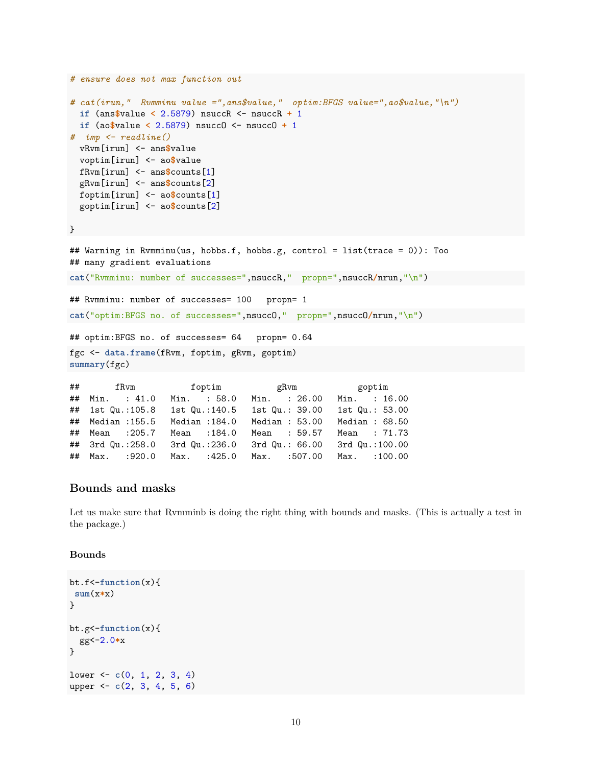```
# ensure does not max function out

# cat(irun,"  Rvmminu value =",ans$value,"  optim:BFGS value=",ao$value,"\n")
  if (ans$value < 2.5879) nsuccR <- nsuccR + 1
  if (ao$value < 2.5879) nsuccO <- nsuccO + 1
#  tmp <- readline()
  vRvm[irun] <- ans$value
  voptim[irun] <- ao$value
  fRvm[irun] <- ans$counts[1]
  gRvm[irun] <- ans$counts[2]
  foptim[irun] <- ao$counts[1]
  goptim[irun] <- ao$counts[2]

}
```

```
## Warning in Rvmminu(us, hobbs.f, hobbs.g, control = list(trace = 0)): Too
## many gradient evaluations
```

```
cat("Rvmminu: number of successes=",nsuccR,"  propn=",nsuccR/nrun,"\n")
```

```
## Rvmminu: number of successes= 100   propn= 1
```

```
cat("optim:BFGS no. of successes=",nsuccO,"  propn=",nsuccO/nrun,"\n")
```

```
## optim:BFGS no. of successes= 64   propn= 0.64
```

```
fgc <- data.frame(fRvm, foptim, gRvm, goptim)
summary(fgc)
```

```
##       fRvm           foptim           gRvm            goptim      
##  Min.   : 41.0   Min.   : 58.0   Min.   : 26.00   Min.   : 16.00  
##  1st Qu.:105.8   1st Qu.:140.5   1st Qu.: 39.00   1st Qu.: 53.00  
##  Median :155.5   Median :184.0   Median : 53.00   Median : 68.50  
##  Mean   :205.7   Mean   :184.0   Mean   : 59.57   Mean   : 71.73  
##  3rd Qu.:258.0   3rd Qu.:236.0   3rd Qu.: 66.00   3rd Qu.:100.00  
##  Max.   :920.0   Max.   :425.0   Max.   :507.00   Max.   :100.00
```

## Bounds and masks

Let us make sure that Rvmminb is doing the right thing with bounds and masks. (This is actually a test in the package.)

### Bounds

```
bt.f<-function(x){
 sum(x*x)
}

bt.g<-function(x){
  gg<-2.0*x
}

lower <- c(0, 1, 2, 3, 4)
upper <- c(2, 3, 4, 5, 6)
```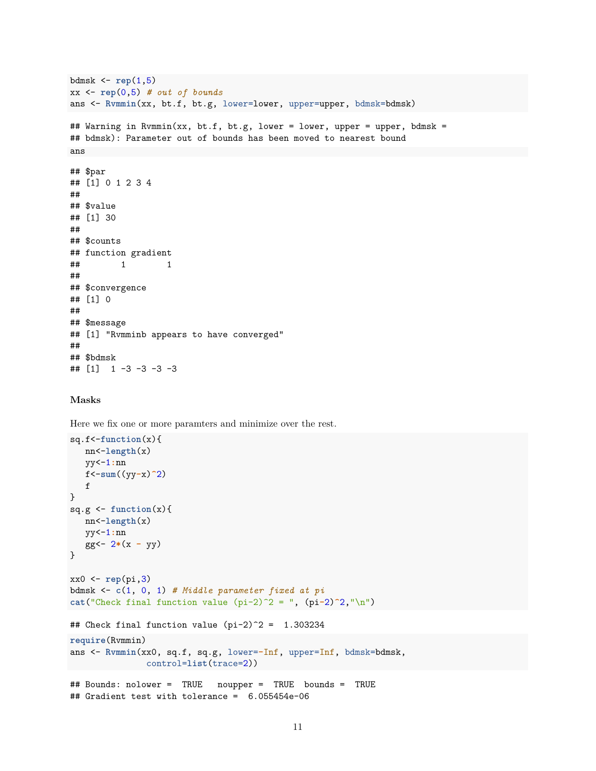```r
bdmsk <- rep(1,5)
xx <- rep(0,5) # out of bounds
ans <- Rvmmin(xx, bt.f, bt.g, lower=lower, upper=upper, bdmsk=bdmsk)
```

```
## Warning in Rvmmin(xx, bt.f, bt.g, lower = lower, upper = upper, bdmsk =
## bdmsk): Parameter out of bounds has been moved to nearest bound
```

```r
ans
```

```
## $par
## [1] 0 1 2 3 4
##
## $value
## [1] 30
##
## $counts
## function gradient
##        1        1
##
## $convergence
## [1] 0
##
## $message
## [1] "Rvmminb appears to have converged"
##
## $bdmsk
## [1]  1 -3 -3 -3 -3
```

### Masks

Here we fix one or more paramters and minimize over the rest.

```r
sq.f<-function(x){
   nn<-length(x)
   yy<-1:nn
   f<-sum((yy-x)^2)
   f
}
sq.g <- function(x){
   nn<-length(x)
   yy<-1:nn
   gg<- 2*(x - yy)
}

xx0 <- rep(pi,3)
bdmsk <- c(1, 0, 1) # Middle parameter fixed at pi
cat("Check final function value (pi-2)^2 = ", (pi-2)^2,"\n")
```

```
## Check final function value (pi-2)^2 =  1.303234
```

```r
require(Rvmmin)
ans <- Rvmmin(xx0, sq.f, sq.g, lower=-Inf, upper=Inf, bdmsk=bdmsk,
              control=list(trace=2))
```

```
## Bounds: nolower =  TRUE   noupper =  TRUE  bounds =  TRUE
## Gradient test with tolerance =  6.055454e-06
```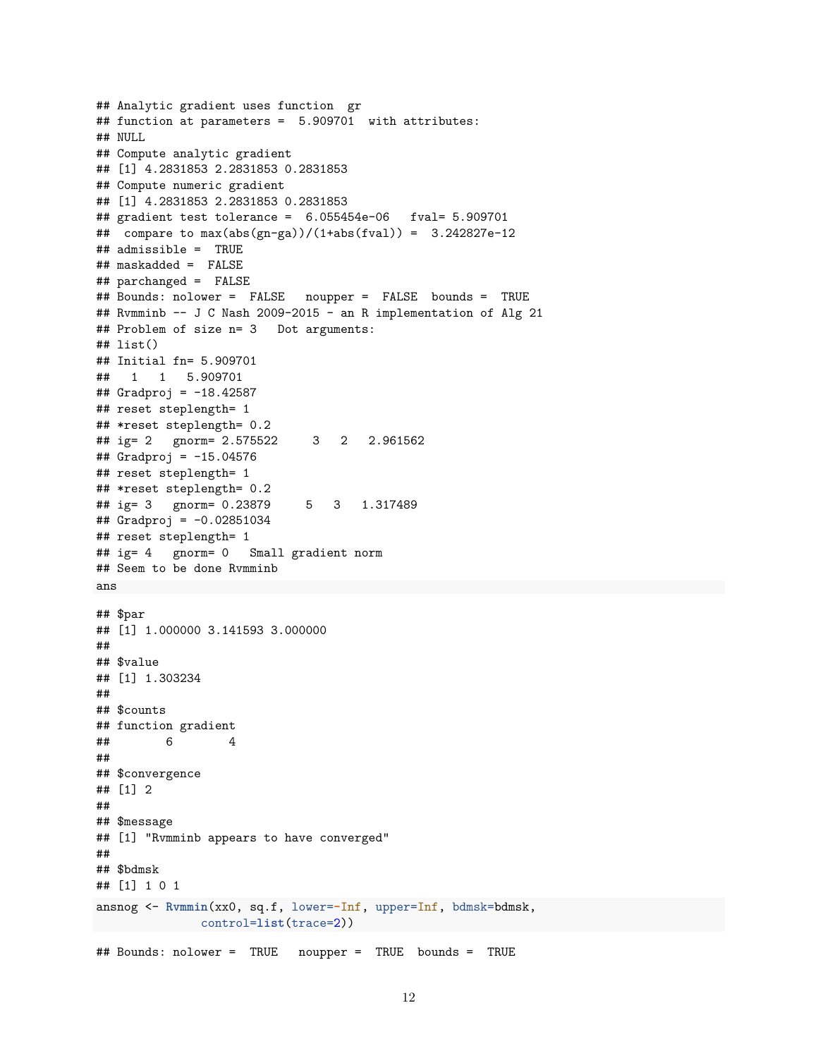```
## Analytic gradient uses function  gr
## function at parameters =  5.909701  with attributes:
## NULL
## Compute analytic gradient
## [1] 4.2831853 2.2831853 0.2831853
## Compute numeric gradient
## [1] 4.2831853 2.2831853 0.2831853
## gradient test tolerance =  6.055454e-06   fval= 5.909701
##  compare to max(abs(gn-ga))/(1+abs(fval)) =  3.242827e-12
## admissible =  TRUE
## maskadded =  FALSE
## parchanged =  FALSE
## Bounds: nolower =  FALSE   noupper =  FALSE  bounds =  TRUE
## Rvmminb -- J C Nash 2009-2015 - an R implementation of Alg 21
## Problem of size n= 3   Dot arguments:
## list()
## Initial fn= 5.909701
##   1   1   5.909701
## Gradproj = -18.42587
## reset steplength= 1
## *reset steplength= 0.2
## ig= 2   gnorm= 2.575522     3   2   2.961562
## Gradproj = -15.04576
## reset steplength= 1
## *reset steplength= 0.2
## ig= 3   gnorm= 0.23879     5   3   1.317489
## Gradproj = -0.02851034
## reset steplength= 1
## ig= 4   gnorm= 0   Small gradient norm
## Seem to be done Rvmminb
```

```
ans
```

```
## $par
## [1] 1.000000 3.141593 3.000000
##
## $value
## [1] 1.303234
##
## $counts
## function gradient
##        6        4
##
## $convergence
## [1] 2
##
## $message
## [1] "Rvmminb appears to have converged"
##
## $bdmsk
## [1] 1 0 1
```

```
ansnog <- Rvmmin(xx0, sq.f, lower=-Inf, upper=Inf, bdmsk=bdmsk,
              control=list(trace=2))
```

```
## Bounds: nolower =  TRUE   noupper =  TRUE  bounds =  TRUE
```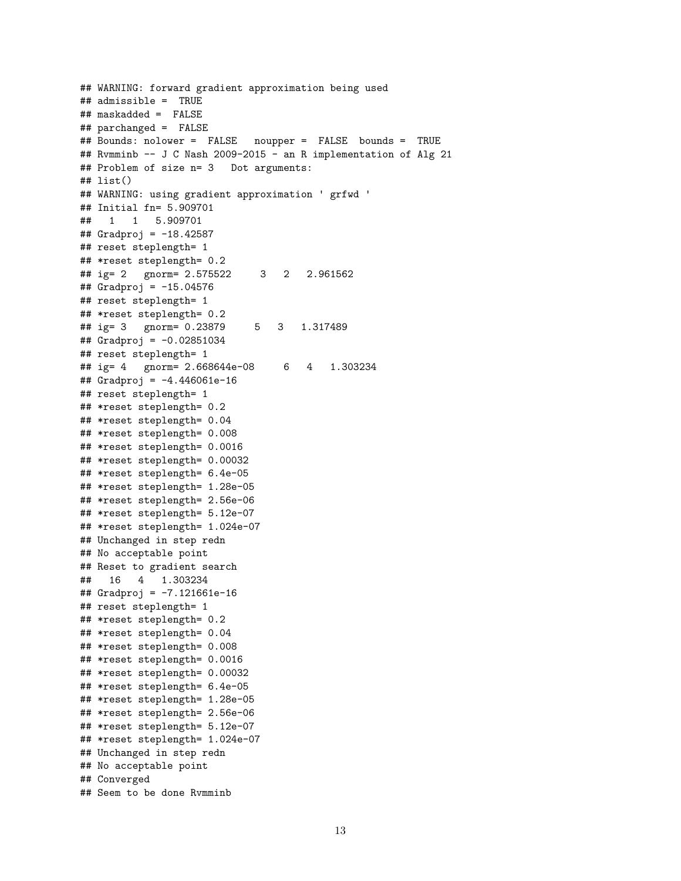```
## WARNING: forward gradient approximation being used
## admissible =  TRUE
## maskadded =  FALSE
## parchanged =  FALSE
## Bounds: nolower =  FALSE   noupper =  FALSE  bounds =  TRUE
## Rvmminb -- J C Nash 2009-2015 - an R implementation of Alg 21
## Problem of size n= 3   Dot arguments:
## list()
## WARNING: using gradient approximation ' grfwd '
## Initial fn= 5.909701
##   1   1   5.909701
## Gradproj = -18.42587
## reset steplength= 1
## *reset steplength= 0.2
## ig= 2   gnorm= 2.575522     3   2   2.961562
## Gradproj = -15.04576
## reset steplength= 1
## *reset steplength= 0.2
## ig= 3   gnorm= 0.23879     5   3   1.317489
## Gradproj = -0.02851034
## reset steplength= 1
## ig= 4   gnorm= 2.668644e-08     6   4   1.303234
## Gradproj = -4.446061e-16
## reset steplength= 1
## *reset steplength= 0.2
## *reset steplength= 0.04
## *reset steplength= 0.008
## *reset steplength= 0.0016
## *reset steplength= 0.00032
## *reset steplength= 6.4e-05
## *reset steplength= 1.28e-05
## *reset steplength= 2.56e-06
## *reset steplength= 5.12e-07
## *reset steplength= 1.024e-07
## Unchanged in step redn
## No acceptable point
## Reset to gradient search
##   16   4   1.303234
## Gradproj = -7.121661e-16
## reset steplength= 1
## *reset steplength= 0.2
## *reset steplength= 0.04
## *reset steplength= 0.008
## *reset steplength= 0.0016
## *reset steplength= 0.00032
## *reset steplength= 6.4e-05
## *reset steplength= 1.28e-05
## *reset steplength= 2.56e-06
## *reset steplength= 5.12e-07
## *reset steplength= 1.024e-07
## Unchanged in step redn
## No acceptable point
## Converged
## Seem to be done Rvmminb
```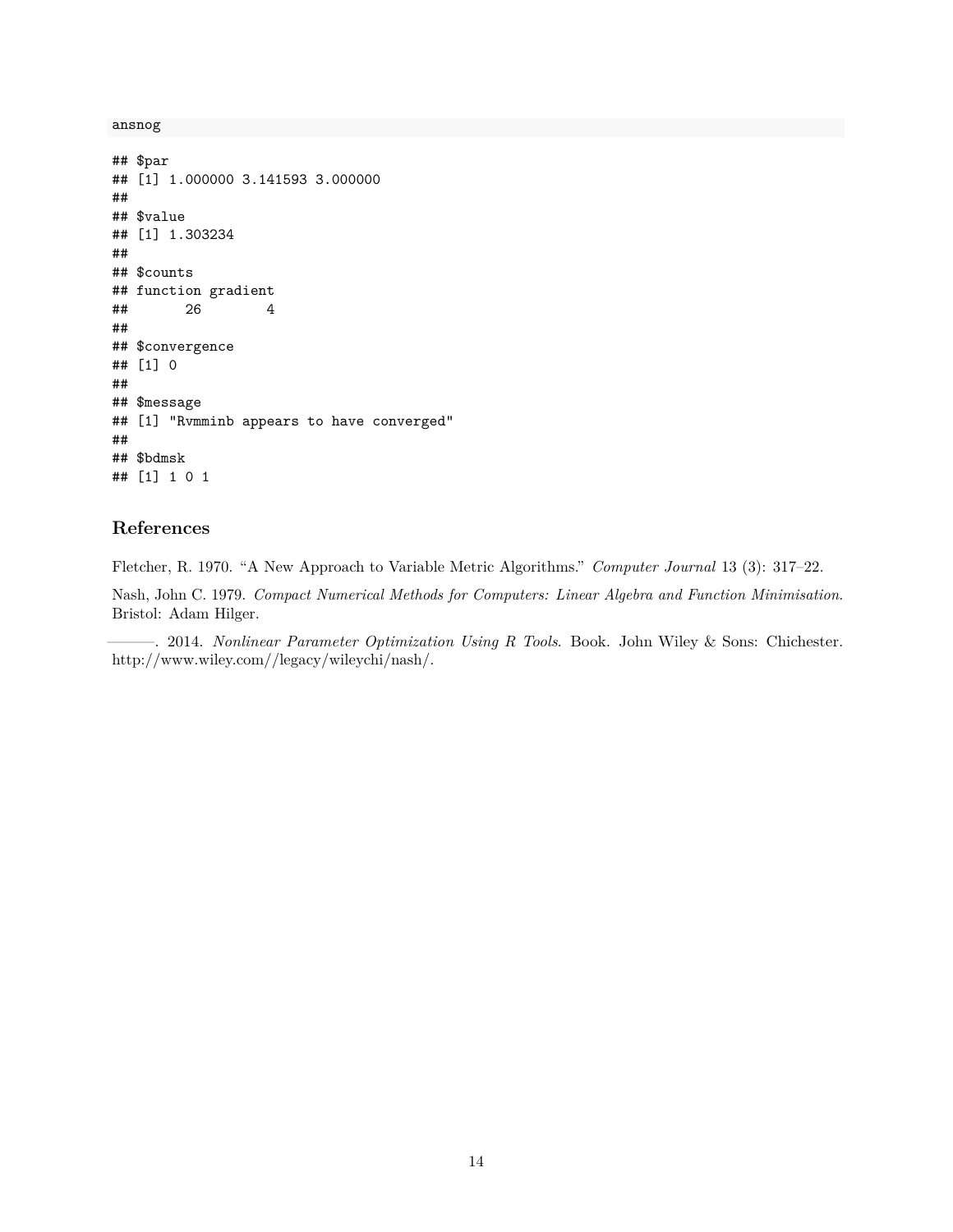```
ansnog
```

```
## $par
## [1] 1.000000 3.141593 3.000000
##
## $value
## [1] 1.303234
##
## $counts
## function gradient
##       26        4
##
## $convergence
## [1] 0
##
## $message
## [1] "Rvmminb appears to have converged"
##
## $bdmsk
## [1] 1 0 1
```

## References

Fletcher, R. 1970. "A New Approach to Variable Metric Algorithms." *Computer Journal* 13 (3): 317–22.

Nash, John C. 1979. *Compact Numerical Methods for Computers: Linear Algebra and Function Minimisation*. Bristol: Adam Hilger.

———. 2014. *Nonlinear Parameter Optimization Using R Tools*. Book. John Wiley & Sons: Chichester. http://www.wiley.com//legacy/wileychi/nash/.